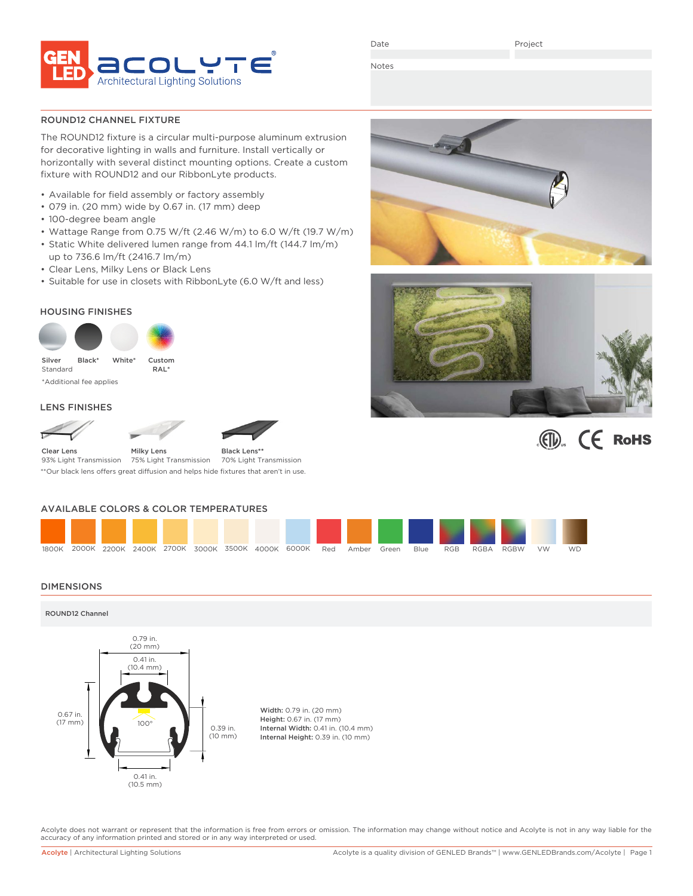GEN LED acolyte®
Architectural Lighting Solutions

Date | Project

Notes

## ROUND12 CHANNEL FIXTURE

The ROUND12 fixture is a circular multi-purpose aluminum extrusion for decorative lighting in walls and furniture. Install vertically or horizontally with several distinct mounting options. Create a custom fixture with ROUND12 and our RibbonLyte products.

- Available for field assembly or factory assembly
- 079 in. (20 mm) wide by 0.67 in. (17 mm) deep
- 100-degree beam angle
- Wattage Range from 0.75 W/ft (2.46 W/m) to 6.0 W/ft (19.7 W/m)
- Static White delivered lumen range from 44.1 lm/ft (144.7 lm/m) up to 736.6 lm/ft (2416.7 lm/m)
- Clear Lens, Milky Lens or Black Lens
- Suitable for use in closets with RibbonLyte (6.0 W/ft and less)

## HOUSING FINISHES

Silver Standard | Black* | White* | Custom RAL*

*Additional fee applies

## LENS FINISHES

Clear Lens 93% Light Transmission | Milky Lens 75% Light Transmission | Black Lens** 70% Light Transmission

**Our black lens offers great diffusion and helps hide fixtures that aren't in use.

## AVAILABLE COLORS & COLOR TEMPERATURES

1800K | 2000K | 2200K | 2400K | 2700K | 3000K | 3500K | 4000K | 6000K | Red | Amber | Green | Blue | RGB | RGBA | RGBW | VW | WD

## DIMENSIONS

ROUND12 Channel

0.79 in. (20 mm)
0.41 in. (10.4 mm)
0.67 in. (17 mm)
100°
0.39 in. (10 mm)
0.41 in. (10.5 mm)

**Width:** 0.79 in. (20 mm)
**Height:** 0.67 in. (17 mm)
**Internal Width:** 0.41 in. (10.4 mm)
**Internal Height:** 0.39 in. (10 mm)

Acolyte does not warrant or represent that the information is free from errors or omission. The information may change without notice and Acolyte is not in any way liable for the accuracy of any information printed and stored or in any way interpreted or used.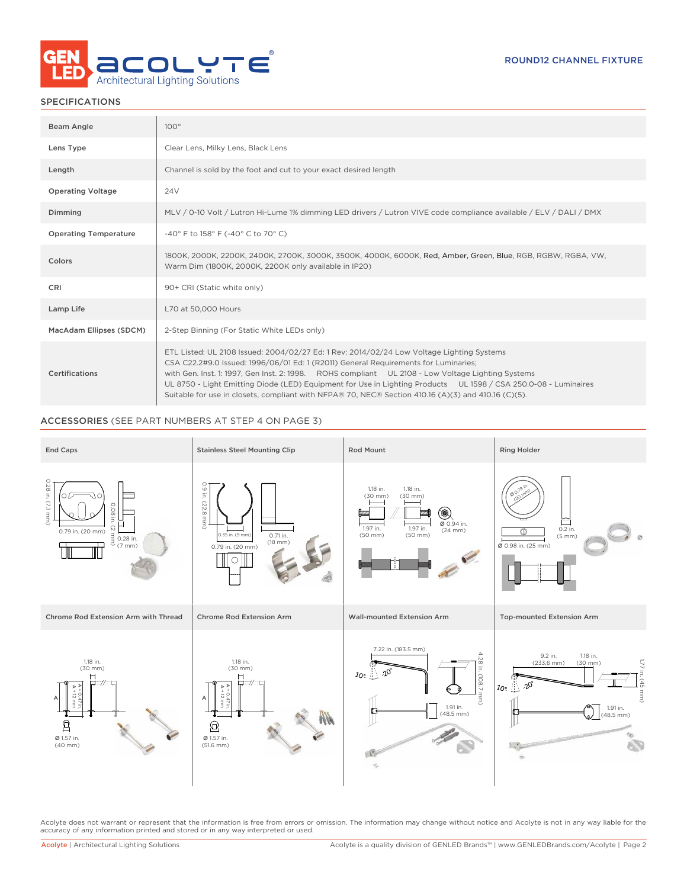ROUND12 CHANNEL FIXTURE

## SPECIFICATIONS

| | |
|---|---|
| Beam Angle | 100° |
| Lens Type | Clear Lens, Milky Lens, Black Lens |
| Length | Channel is sold by the foot and cut to your exact desired length |
| Operating Voltage | 24V |
| Dimming | MLV / 0-10 Volt / Lutron Hi-Lume 1% dimming LED drivers / Lutron VIVE code compliance available / ELV / DALI / DMX |
| Operating Temperature | -40° F to 158° F (-40° C to 70° C) |
| Colors | 1800K, 2000K, 2200K, 2400K, 2700K, 3000K, 3500K, 4000K, 6000K, Red, Amber, Green, Blue, RGB, RGBW, RGBA, VW, Warm Dim (1800K, 2000K, 2200K only available in IP20) |
| CRI | 90+ CRI (Static white only) |
| Lamp Life | L70 at 50,000 Hours |
| MacAdam Ellipses (SDCM) | 2-Step Binning (For Static White LEDs only) |
| Certifications | ETL Listed: UL 2108 Issued: 2004/02/27 Ed: 1 Rev: 2014/02/24 Low Voltage Lighting Systems<br>CSA C22.2#9.0 Issued: 1996/06/01 Ed: 1 (R2011) General Requirements for Luminaries;<br>with Gen. Inst. 1: 1997, Gen Inst. 2: 1998. ROHS compliant UL 2108 - Low Voltage Lighting Systems<br>UL 8750 - Light Emitting Diode (LED) Equipment for Use in Lighting Products UL 1598 / CSA 250.0-08 - Luminaires<br>Suitable for use in closets, compliant with NFPA® 70, NEC® Section 410.16 (A)(3) and 410.16 (C)(5). |

## ACCESSORIES (SEE PART NUMBERS AT STEP 4 ON PAGE 3)

**End Caps**

0.28 in. (7.1 mm), 0.79 in. (20 mm), 0.08 in. (2 mm), 0.28 in. (7 mm)

**Stainless Steel Mounting Clip**

0.9 in. (22.8 mm), 0.35 in. (9 mm), 0.79 in. (20 mm), 0.71 in. (18 mm)

**Rod Mount**

1.18 in. (30 mm), 1.18 in. (30 mm), 1.97 in. (50 mm), 1.97 in. (50 mm), Ø 0.94 in. (24 mm)

**Ring Holder**

Ø 0.79 in. (20 mm), Ø 0.98 in. (25 mm), 0.2 in. (5 mm)

**Chrome Rod Extension Arm with Thread**

1.18 in. (30 mm), A, A + 0.47 in. A + 12 mm, Ø 1.57 in. (40 mm)

**Chrome Rod Extension Arm**

1.18 in. (30 mm), A, A + 0.47 in. A + 12 mm, Ø 1.57 in. (51.6 mm)

**Wall-mounted Extension Arm**

7.22 in. (183.5 mm), 10°, 20°, 4.28 in. (108.7 mm), 1.91 in. (48.5 mm)

**Top-mounted Extension Arm**

9.2 in. (233.6 mm), 1.18 in. (30 mm), 10°, 20°, 1.77 in. (45 mm), 1.91 in. (48.5 mm)

Acolyte does not warrant or represent that the information is free from errors or omission. The information may change without notice and Acolyte is not in any way liable for the accuracy of any information printed and stored or in any way interpreted or used.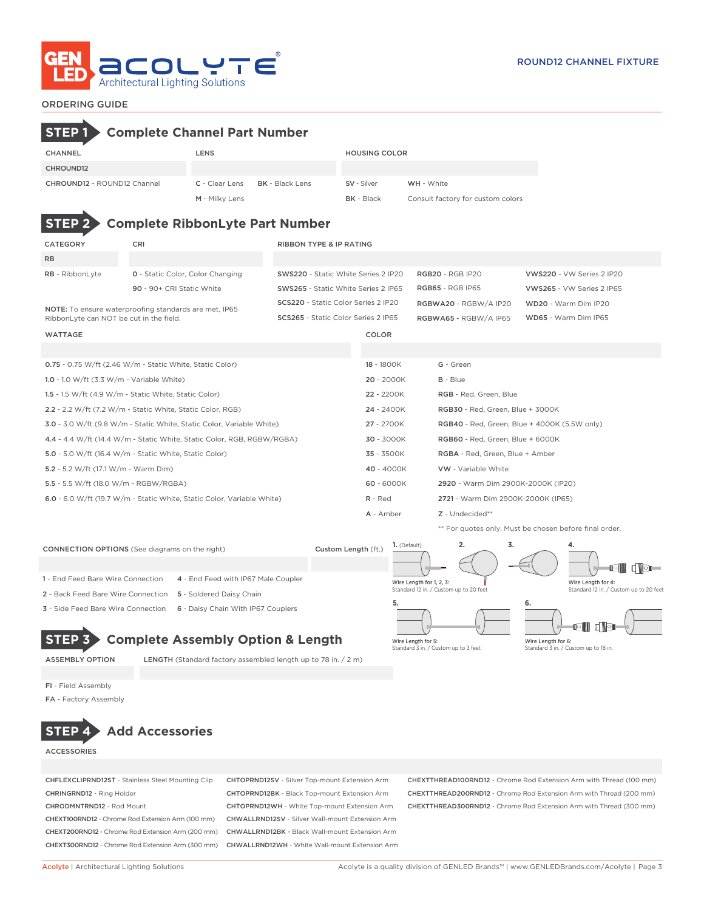ROUND12 CHANNEL FIXTURE

ORDERING GUIDE

## STEP 1 Complete Channel Part Number

| CHANNEL | LENS | | HOUSING COLOR | |
|---|---|---|---|---|
| CHROUND12 | | | | |
| **CHROUND12** - ROUND12 Channel | **C** - Clear Lens | **BK** - Black Lens | **SV** - Silver | **WH** - White |
| | **M** - Milky Lens | | **BK** - Black | Consult factory for custom colors |

## STEP 2 Complete RibbonLyte Part Number

| CATEGORY | CRI | RIBBON TYPE & IP RATING | | |
|---|---|---|---|---|
| RB | | | | |
| **RB** - RibbonLyte | **0** - Static Color, Color Changing | **SWS220** - Static White Series 2 IP20 | **RGB20** - RGB IP20 | **VWS220** - VW Series 2 IP20 |
| | **90** - 90+ CRI Static White | **SWS265** - Static White Series 2 IP65 | **RGB65** - RGB IP65 | **VWS265** - VW Series 2 IP65 |
| | | **SCS220** - Static Color Series 2 IP20 | **RGBWA20** - RGBW/A IP20 | **WD20** - Warm Dim IP20 |
| | | **SCS265** - Static Color Series 2 IP65 | **RGBWA65** - RGBW/A IP65 | **WD65** - Warm Dim IP65 |

NOTE: To ensure waterproofing standards are met, IP65 RibbonLyte can NOT be cut in the field.

| WATTAGE | COLOR | |
|---|---|---|
| | | |
| **0.75** - 0.75 W/ft (2.46 W/m - Static White, Static Color) | **18** - 1800K | **G** - Green |
| **1.0** - 1.0 W/ft (3.3 W/m - Variable White) | **20** - 2000K | **B** - Blue |
| **1.5** - 1.5 W/ft (4.9 W/m - Static White, Static Color) | **22** - 2200K | **RGB** - Red, Green, Blue |
| **2.2** - 2.2 W/ft (7.2 W/m - Static White, Static Color, RGB) | **24** - 2400K | **RGB30** - Red, Green, Blue + 3000K |
| **3.0** - 3.0 W/ft (9.8 W/m - Static White, Static Color, Variable White) | **27** - 2700K | **RGB40** - Red, Green, Blue + 4000K (5.5W only) |
| **4.4** - 4.4 W/ft (14.4 W/m - Static White, Static Color, RGB, RGBW/RGBA) | **30** - 3000K | **RGB60** - Red, Green, Blue + 6000K |
| **5.0** - 5.0 W/ft (16.4 W/m - Static White, Static Color) | **35** - 3500K | **RGBA** - Red, Green, Blue + Amber |
| **5.2** - 5.2 W/ft (17.1 W/m - Warm Dim) | **40** - 4000K | **VW** - Variable White |
| **5.5** - 5.5 W/ft (18.0 W/m - RGBW/RGBA) | **60** - 6000K | **2920** - Warm Dim 2900K-2000K (IP20) |
| **6.0** - 6.0 W/ft (19.7 W/m - Static White, Static Color, Variable White) | **R** - Red | **2721** - Warm Dim 2900K-2000K (IP65) |
| | **A** - Amber | **Z** - Undecided** |

** For quotes only. Must be chosen before final order.

| CONNECTION OPTIONS (See diagrams on the right) | | Custom Length (ft.) |
|---|---|---|
| | | |
| 1 - End Feed Bare Wire Connection | 4 - End Feed with IP67 Male Coupler | |
| 2 - Back Feed Bare Wire Connection | 5 - Soldered Daisy Chain | |
| 3 - Side Feed Bare Wire Connection | 6 - Daisy Chain With IP67 Couplers | |

1. (Default) 2. 3. 4.

Wire Length for 1, 2, 3: Standard 12 in. / Custom up to 20 feet

Wire Length for 4: Standard 12 in. / Custom up to 20 feet

5. 6.

Wire Length for 5: Standard 3 in. / Custom up to 3 feet

Wire Length for 6: Standard 3 in. / Custom up to 18 in.

## STEP 3 Complete Assembly Option & Length

| ASSEMBLY OPTION | LENGTH (Standard factory assembled length up to 78 in. / 2 m) |
|---|---|
| | |
| FI - Field Assembly | |
| FA - Factory Assembly | |

## STEP 4 Add Accessories

ACCESSORIES

| | | |
|---|---|---|
| **CHFLEXCLIPRND12ST** - Stainless Steel Mounting Clip | **CHTOPRND12SV** - Silver Top-mount Extension Arm | **CHEXTTHREAD100RND12** - Chrome Rod Extension Arm with Thread (100 mm) |
| **CHRINGRND12** - Ring Holder | **CHTOPRND12BK** - Black Top-mount Extension Arm | **CHEXTTHREAD200RND12** - Chrome Rod Extension Arm with Thread (200 mm) |
| **CHRODMNTRND12** - Rod Mount | **CHTOPRND12WH** - White Top-mount Extension Arm | **CHEXTTHREAD300RND12** - Chrome Rod Extension Arm with Thread (300 mm) |
| **CHEXT100RND12** - Chrome Rod Extension Arm (100 mm) | **CHWALLRND12SV** - Silver Wall-mount Extension Arm | |
| **CHEXT200RND12** - Chrome Rod Extension Arm (200 mm) | **CHWALLRND12BK** - Black Wall-mount Extension Arm | |
| **CHEXT300RND12** - Chrome Rod Extension Arm (300 mm) | **CHWALLRND12WH** - White Wall-mount Extension Arm | |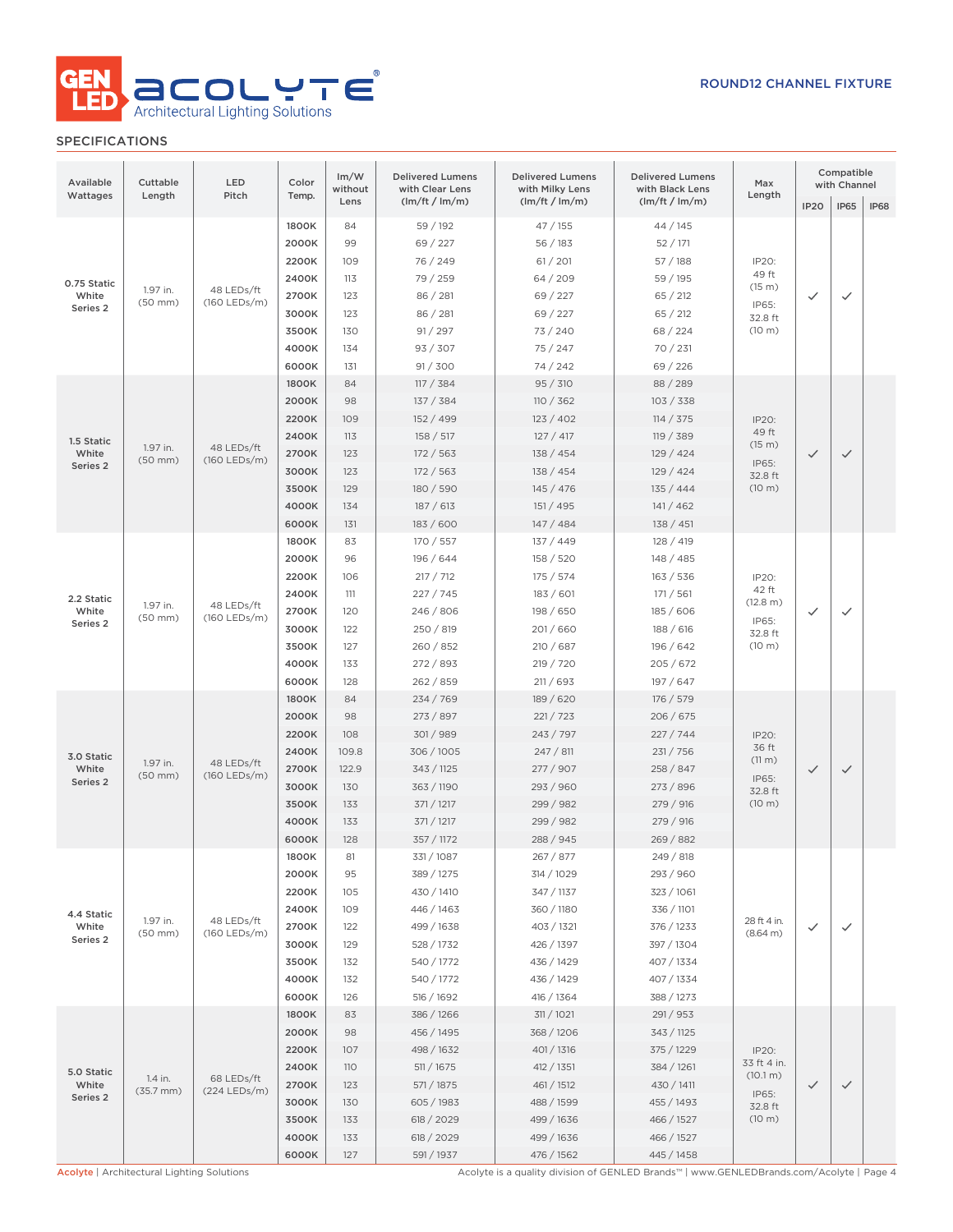# ROUND12 CHANNEL FIXTURE

## SPECIFICATIONS

| Available Wattages | Cuttable Length | LED Pitch | Color Temp. | lm/W without Lens | Delivered Lumens with Clear Lens (lm/ft / lm/m) | Delivered Lumens with Milky Lens (lm/ft / lm/m) | Delivered Lumens with Black Lens (lm/ft / lm/m) | Max Length | Compatible with Channel | | |
|---|---|---|---|---|---|---|---|---|---|---|---|
| | | | | | | | | | IP20 | IP65 | IP68 |
| 0.75 Static White Series 2 | 1.97 in. (50 mm) | 48 LEDs/ft (160 LEDs/m) | 1800K | 84 | 59 / 192 | 47 / 155 | 44 / 145 | IP20: 49 ft (15 m) IP65: 32.8 ft (10 m) | ✓ | ✓ | |
| | | | 2000K | 99 | 69 / 227 | 56 / 183 | 52 / 171 | | | | |
| | | | 2200K | 109 | 76 / 249 | 61 / 201 | 57 / 188 | | | | |
| | | | 2400K | 113 | 79 / 259 | 64 / 209 | 59 / 195 | | | | |
| | | | 2700K | 123 | 86 / 281 | 69 / 227 | 65 / 212 | | | | |
| | | | 3000K | 123 | 86 / 281 | 69 / 227 | 65 / 212 | | | | |
| | | | 3500K | 130 | 91 / 297 | 73 / 240 | 68 / 224 | | | | |
| | | | 4000K | 134 | 93 / 307 | 75 / 247 | 70 / 231 | | | | |
| | | | 6000K | 131 | 91 / 300 | 74 / 242 | 69 / 226 | | | | |
| 1.5 Static White Series 2 | 1.97 in. (50 mm) | 48 LEDs/ft (160 LEDs/m) | 1800K | 84 | 117 / 384 | 95 / 310 | 88 / 289 | IP20: 49 ft (15 m) IP65: 32.8 ft (10 m) | ✓ | ✓ | |
| | | | 2000K | 98 | 137 / 384 | 110 / 362 | 103 / 338 | | | | |
| | | | 2200K | 109 | 152 / 499 | 123 / 402 | 114 / 375 | | | | |
| | | | 2400K | 113 | 158 / 517 | 127 / 417 | 119 / 389 | | | | |
| | | | 2700K | 123 | 172 / 563 | 138 / 454 | 129 / 424 | | | | |
| | | | 3000K | 123 | 172 / 563 | 138 / 454 | 129 / 424 | | | | |
| | | | 3500K | 129 | 180 / 590 | 145 / 476 | 135 / 444 | | | | |
| | | | 4000K | 134 | 187 / 613 | 151 / 495 | 141 / 462 | | | | |
| | | | 6000K | 131 | 183 / 600 | 147 / 484 | 138 / 451 | | | | |
| 2.2 Static White Series 2 | 1.97 in. (50 mm) | 48 LEDs/ft (160 LEDs/m) | 1800K | 83 | 170 / 557 | 137 / 449 | 128 / 419 | IP20: 42 ft (12.8 m) IP65: 32.8 ft (10 m) | ✓ | ✓ | |
| | | | 2000K | 96 | 196 / 644 | 158 / 520 | 148 / 485 | | | | |
| | | | 2200K | 106 | 217 / 712 | 175 / 574 | 163 / 536 | | | | |
| | | | 2400K | 111 | 227 / 745 | 183 / 601 | 171 / 561 | | | | |
| | | | 2700K | 120 | 246 / 806 | 198 / 650 | 185 / 606 | | | | |
| | | | 3000K | 122 | 250 / 819 | 201 / 660 | 188 / 616 | | | | |
| | | | 3500K | 127 | 260 / 852 | 210 / 687 | 196 / 642 | | | | |
| | | | 4000K | 133 | 272 / 893 | 219 / 720 | 205 / 672 | | | | |
| | | | 6000K | 128 | 262 / 859 | 211 / 693 | 197 / 647 | | | | |
| 3.0 Static White Series 2 | 1.97 in. (50 mm) | 48 LEDs/ft (160 LEDs/m) | 1800K | 84 | 234 / 769 | 189 / 620 | 176 / 579 | IP20: 36 ft (11 m) IP65: 32.8 ft (10 m) | ✓ | ✓ | |
| | | | 2000K | 98 | 273 / 897 | 221 / 723 | 206 / 675 | | | | |
| | | | 2200K | 108 | 301 / 989 | 243 / 797 | 227 / 744 | | | | |
| | | | 2400K | 109.8 | 306 / 1005 | 247 / 811 | 231 / 756 | | | | |
| | | | 2700K | 122.9 | 343 / 1125 | 277 / 907 | 258 / 847 | | | | |
| | | | 3000K | 130 | 363 / 1190 | 293 / 960 | 273 / 896 | | | | |
| | | | 3500K | 133 | 371 / 1217 | 299 / 982 | 279 / 916 | | | | |
| | | | 4000K | 133 | 371 / 1217 | 299 / 982 | 279 / 916 | | | | |
| | | | 6000K | 128 | 357 / 1172 | 288 / 945 | 269 / 882 | | | | |
| 4.4 Static White Series 2 | 1.97 in. (50 mm) | 48 LEDs/ft (160 LEDs/m) | 1800K | 81 | 331 / 1087 | 267 / 877 | 249 / 818 | 28 ft 4 in. (8.64 m) | ✓ | ✓ | |
| | | | 2000K | 95 | 389 / 1275 | 314 / 1029 | 293 / 960 | | | | |
| | | | 2200K | 105 | 430 / 1410 | 347 / 1137 | 323 / 1061 | | | | |
| | | | 2400K | 109 | 446 / 1463 | 360 / 1180 | 336 / 1101 | | | | |
| | | | 2700K | 122 | 499 / 1638 | 403 / 1321 | 376 / 1233 | | | | |
| | | | 3000K | 129 | 528 / 1732 | 426 / 1397 | 397 / 1304 | | | | |
| | | | 3500K | 132 | 540 / 1772 | 436 / 1429 | 407 / 1334 | | | | |
| | | | 4000K | 132 | 540 / 1772 | 436 / 1429 | 407 / 1334 | | | | |
| | | | 6000K | 126 | 516 / 1692 | 416 / 1364 | 388 / 1273 | | | | |
| 5.0 Static White Series 2 | 1.4 in. (35.7 mm) | 68 LEDs/ft (224 LEDs/m) | 1800K | 83 | 386 / 1266 | 311 / 1021 | 291 / 953 | IP20: 33 ft 4 in. (10.1 m) IP65: 32.8 ft (10 m) | ✓ | ✓ | |
| | | | 2000K | 98 | 456 / 1495 | 368 / 1206 | 343 / 1125 | | | | |
| | | | 2200K | 107 | 498 / 1632 | 401 / 1316 | 375 / 1229 | | | | |
| | | | 2400K | 110 | 511 / 1675 | 412 / 1351 | 384 / 1261 | | | | |
| | | | 2700K | 123 | 571 / 1875 | 461 / 1512 | 430 / 1411 | | | | |
| | | | 3000K | 130 | 605 / 1983 | 488 / 1599 | 455 / 1493 | | | | |
| | | | 3500K | 133 | 618 / 2029 | 499 / 1636 | 466 / 1527 | | | | |
| | | | 4000K | 133 | 618 / 2029 | 499 / 1636 | 466 / 1527 | | | | |
| | | | 6000K | 127 | 591 / 1937 | 476 / 1562 | 445 / 1458 | | | | |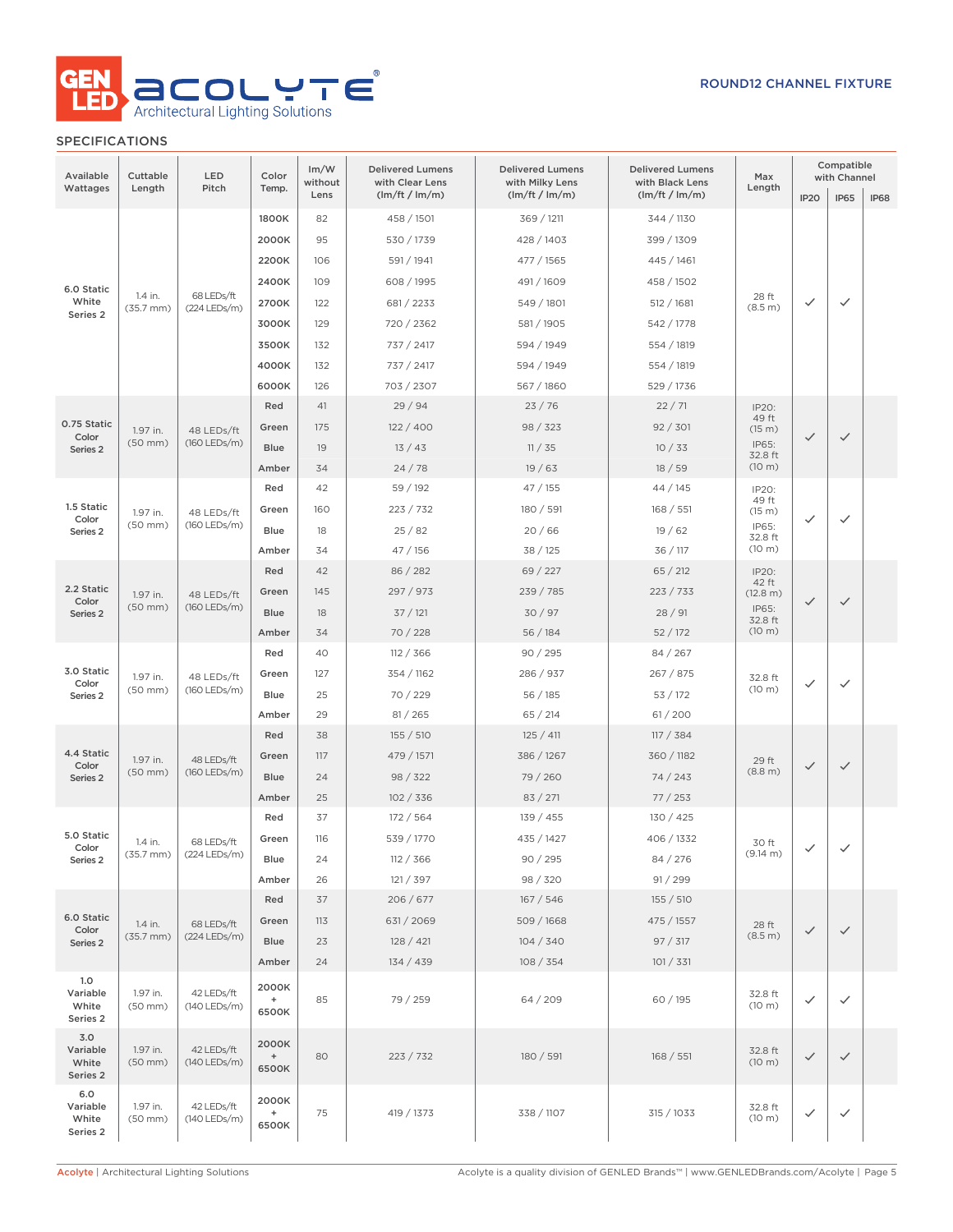ROUND12 CHANNEL FIXTURE

## SPECIFICATIONS

| Available Wattages | Cuttable Length | LED Pitch | Color Temp. | lm/W without Lens | Delivered Lumens with Clear Lens (lm/ft / lm/m) | Delivered Lumens with Milky Lens (lm/ft / lm/m) | Delivered Lumens with Black Lens (lm/ft / lm/m) | Max Length | Compatible with Channel | | |
|---|---|---|---|---|---|---|---|---|---|---|---|
| | | | | | | | | | IP20 | IP65 | IP68 |
| 6.0 Static White Series 2 | 1.4 in. (35.7 mm) | 68 LEDs/ft (224 LEDs/m) | 1800K | 82 | 458 / 1501 | 369 / 1211 | 344 / 1130 | 28 ft (8.5 m) | ✓ | ✓ | |
| | | | 2000K | 95 | 530 / 1739 | 428 / 1403 | 399 / 1309 | | | | |
| | | | 2200K | 106 | 591 / 1941 | 477 / 1565 | 445 / 1461 | | | | |
| | | | 2400K | 109 | 608 / 1995 | 491 / 1609 | 458 / 1502 | | | | |
| | | | 2700K | 122 | 681 / 2233 | 549 / 1801 | 512 / 1681 | | | | |
| | | | 3000K | 129 | 720 / 2362 | 581 / 1905 | 542 / 1778 | | | | |
| | | | 3500K | 132 | 737 / 2417 | 594 / 1949 | 554 / 1819 | | | | |
| | | | 4000K | 132 | 737 / 2417 | 594 / 1949 | 554 / 1819 | | | | |
| | | | 6000K | 126 | 703 / 2307 | 567 / 1860 | 529 / 1736 | | | | |
| 0.75 Static Color Series 2 | 1.97 in. (50 mm) | 48 LEDs/ft (160 LEDs/m) | Red | 41 | 29 / 94 | 23 / 76 | 22 / 71 | IP20: 49 ft (15 m) IP65: 32.8 ft (10 m) | ✓ | ✓ | |
| | | | Green | 175 | 122 / 400 | 98 / 323 | 92 / 301 | | | | |
| | | | Blue | 19 | 13 / 43 | 11 / 35 | 10 / 33 | | | | |
| | | | Amber | 34 | 24 / 78 | 19 / 63 | 18 / 59 | | | | |
| 1.5 Static Color Series 2 | 1.97 in. (50 mm) | 48 LEDs/ft (160 LEDs/m) | Red | 42 | 59 / 192 | 47 / 155 | 44 / 145 | IP20: 49 ft (15 m) IP65: 32.8 ft (10 m) | ✓ | ✓ | |
| | | | Green | 160 | 223 / 732 | 180 / 591 | 168 / 551 | | | | |
| | | | Blue | 18 | 25 / 82 | 20 / 66 | 19 / 62 | | | | |
| | | | Amber | 34 | 47 / 156 | 38 / 125 | 36 / 117 | | | | |
| 2.2 Static Color Series 2 | 1.97 in. (50 mm) | 48 LEDs/ft (160 LEDs/m) | Red | 42 | 86 / 282 | 69 / 227 | 65 / 212 | IP20: 42 ft (12.8 m) IP65: 32.8 ft (10 m) | ✓ | ✓ | |
| | | | Green | 145 | 297 / 973 | 239 / 785 | 223 / 733 | | | | |
| | | | Blue | 18 | 37 / 121 | 30 / 97 | 28 / 91 | | | | |
| | | | Amber | 34 | 70 / 228 | 56 / 184 | 52 / 172 | | | | |
| 3.0 Static Color Series 2 | 1.97 in. (50 mm) | 48 LEDs/ft (160 LEDs/m) | Red | 40 | 112 / 366 | 90 / 295 | 84 / 267 | 32.8 ft (10 m) | ✓ | ✓ | |
| | | | Green | 127 | 354 / 1162 | 286 / 937 | 267 / 875 | | | | |
| | | | Blue | 25 | 70 / 229 | 56 / 185 | 53 / 172 | | | | |
| | | | Amber | 29 | 81 / 265 | 65 / 214 | 61 / 200 | | | | |
| 4.4 Static Color Series 2 | 1.97 in. (50 mm) | 48 LEDs/ft (160 LEDs/m) | Red | 38 | 155 / 510 | 125 / 411 | 117 / 384 | 29 ft (8.8 m) | ✓ | ✓ | |
| | | | Green | 117 | 479 / 1571 | 386 / 1267 | 360 / 1182 | | | | |
| | | | Blue | 24 | 98 / 322 | 79 / 260 | 74 / 243 | | | | |
| | | | Amber | 25 | 102 / 336 | 83 / 271 | 77 / 253 | | | | |
| 5.0 Static Color Series 2 | 1.4 in. (35.7 mm) | 68 LEDs/ft (224 LEDs/m) | Red | 37 | 172 / 564 | 139 / 455 | 130 / 425 | 30 ft (9.14 m) | ✓ | ✓ | |
| | | | Green | 116 | 539 / 1770 | 435 / 1427 | 406 / 1332 | | | | |
| | | | Blue | 24 | 112 / 366 | 90 / 295 | 84 / 276 | | | | |
| | | | Amber | 26 | 121 / 397 | 98 / 320 | 91 / 299 | | | | |
| 6.0 Static Color Series 2 | 1.4 in. (35.7 mm) | 68 LEDs/ft (224 LEDs/m) | Red | 37 | 206 / 677 | 167 / 546 | 155 / 510 | 28 ft (8.5 m) | ✓ | ✓ | |
| | | | Green | 113 | 631 / 2069 | 509 / 1668 | 475 / 1557 | | | | |
| | | | Blue | 23 | 128 / 421 | 104 / 340 | 97 / 317 | | | | |
| | | | Amber | 24 | 134 / 439 | 108 / 354 | 101 / 331 | | | | |
| 1.0 Variable White Series 2 | 1.97 in. (50 mm) | 42 LEDs/ft (140 LEDs/m) | 2000K + 6500K | 85 | 79 / 259 | 64 / 209 | 60 / 195 | 32.8 ft (10 m) | ✓ | ✓ | |
| 3.0 Variable White Series 2 | 1.97 in. (50 mm) | 42 LEDs/ft (140 LEDs/m) | 2000K + 6500K | 80 | 223 / 732 | 180 / 591 | 168 / 551 | 32.8 ft (10 m) | ✓ | ✓ | |
| 6.0 Variable White Series 2 | 1.97 in. (50 mm) | 42 LEDs/ft (140 LEDs/m) | 2000K + 6500K | 75 | 419 / 1373 | 338 / 1107 | 315 / 1033 | 32.8 ft (10 m) | ✓ | ✓ | |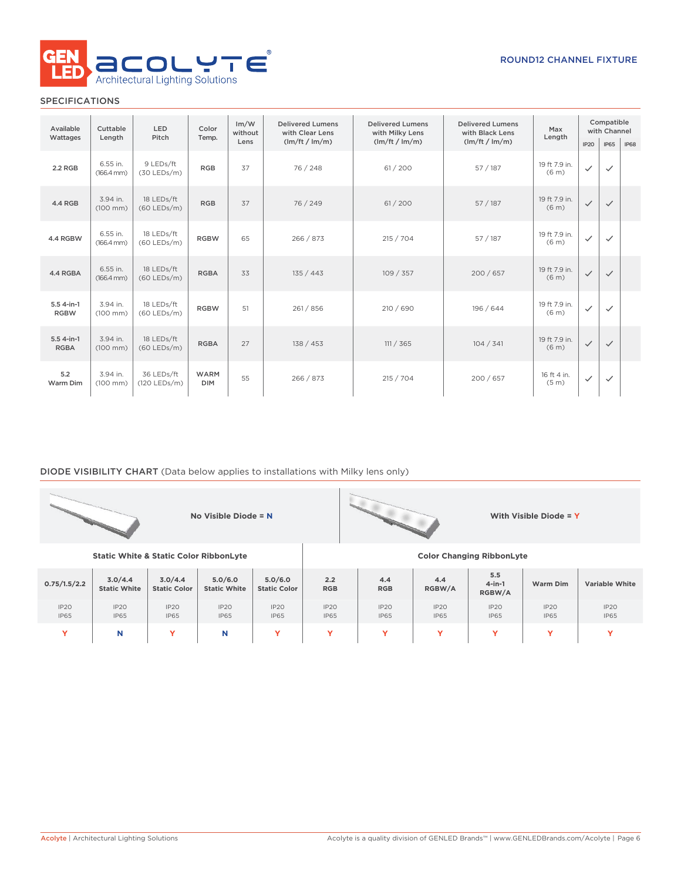ROUND12 CHANNEL FIXTURE

## SPECIFICATIONS

| Available Wattages | Cuttable Length | LED Pitch | Color Temp. | lm/W without Lens | Delivered Lumens with Clear Lens (lm/ft / lm/m) | Delivered Lumens with Milky Lens (lm/ft / lm/m) | Delivered Lumens with Black Lens (lm/ft / lm/m) | Max Length | Compatible with Channel | | |
|---|---|---|---|---|---|---|---|---|---|---|---|
| | | | | | | | | | IP20 | IP65 | IP68 |
| 2.2 RGB | 6.55 in. (166.4 mm) | 9 LEDs/ft (30 LEDs/m) | RGB | 37 | 76 / 248 | 61 / 200 | 57 / 187 | 19 ft 7.9 in. (6 m) | ✓ | ✓ | |
| 4.4 RGB | 3.94 in. (100 mm) | 18 LEDs/ft (60 LEDs/m) | RGB | 37 | 76 / 249 | 61 / 200 | 57 / 187 | 19 ft 7.9 in. (6 m) | ✓ | ✓ | |
| 4.4 RGBW | 6.55 in. (166.4 mm) | 18 LEDs/ft (60 LEDs/m) | RGBW | 65 | 266 / 873 | 215 / 704 | 57 / 187 | 19 ft 7.9 in. (6 m) | ✓ | ✓ | |
| 4.4 RGBA | 6.55 in. (166.4 mm) | 18 LEDs/ft (60 LEDs/m) | RGBA | 33 | 135 / 443 | 109 / 357 | 200 / 657 | 19 ft 7.9 in. (6 m) | ✓ | ✓ | |
| 5.5 4-in-1 RGBW | 3.94 in. (100 mm) | 18 LEDs/ft (60 LEDs/m) | RGBW | 51 | 261 / 856 | 210 / 690 | 196 / 644 | 19 ft 7.9 in. (6 m) | ✓ | ✓ | |
| 5.5 4-in-1 RGBA | 3.94 in. (100 mm) | 18 LEDs/ft (60 LEDs/m) | RGBA | 27 | 138 / 453 | 111 / 365 | 104 / 341 | 19 ft 7.9 in. (6 m) | ✓ | ✓ | |
| 5.2 Warm Dim | 3.94 in. (100 mm) | 36 LEDs/ft (120 LEDs/m) | WARM DIM | 55 | 266 / 873 | 215 / 704 | 200 / 657 | 16 ft 4 in. (5 m) | ✓ | ✓ | |

## DIODE VISIBILITY CHART (Data below applies to installations with Milky lens only)

No Visible Diode = N

With Visible Diode = Y

| Static White & Static Color RibbonLyte | | | | | Color Changing RibbonLyte | | | | | |
|---|---|---|---|---|---|---|---|---|---|---|
| 0.75/1.5/2.2 | 3.0/4.4 Static White | 3.0/4.4 Static Color | 5.0/6.0 Static White | 5.0/6.0 Static Color | 2.2 RGB | 4.4 RGB | 4.4 RGBW/A | 5.5 4-in-1 RGBW/A | Warm Dim | Variable White |
| IP20 IP65 | IP20 IP65 | IP20 IP65 | IP20 IP65 | IP20 IP65 | IP20 IP65 | IP20 IP65 | IP20 IP65 | IP20 IP65 | IP20 IP65 | IP20 IP65 |
| Y | N | Y | N | Y | Y | Y | Y | Y | Y | Y |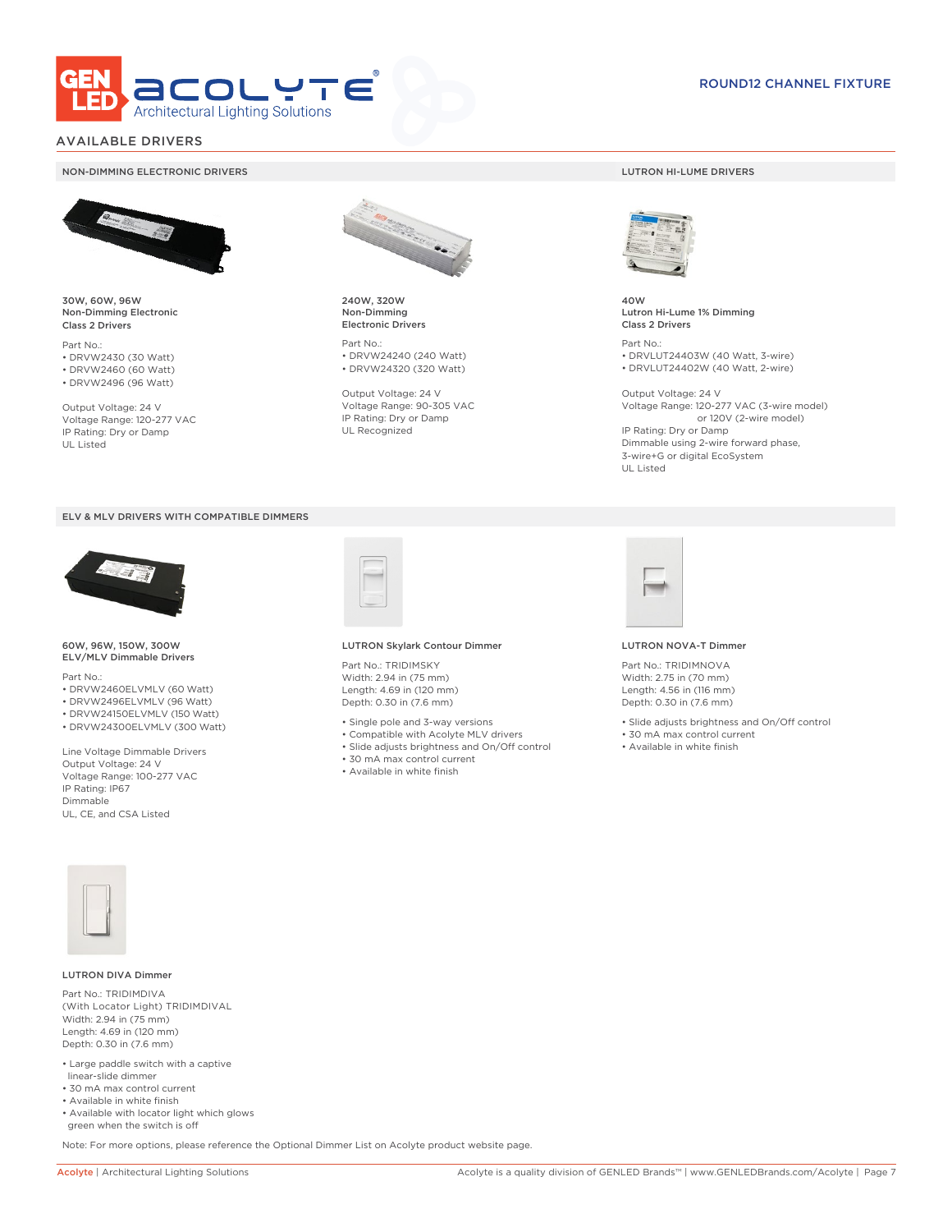ROUND12 CHANNEL FIXTURE

## AVAILABLE DRIVERS

### NON-DIMMING ELECTRONIC DRIVERS

**30W, 60W, 96W**
**Non-Dimming Electronic**
**Class 2 Drivers**

Part No.:
- DRVW2430 (30 Watt)
- DRVW2460 (60 Watt)
- DRVW2496 (96 Watt)

Output Voltage: 24 V
Voltage Range: 120-277 VAC
IP Rating: Dry or Damp
UL Listed

**240W, 320W**
**Non-Dimming**
**Electronic Drivers**

Part No.:
- DRVW24240 (240 Watt)
- DRVW24320 (320 Watt)

Output Voltage: 24 V
Voltage Range: 90-305 VAC
IP Rating: Dry or Damp
UL Recognized

### LUTRON HI-LUME DRIVERS

**40W**
**Lutron Hi-Lume 1% Dimming**
**Class 2 Drivers**

Part No.:
- DRVLUT24403W (40 Watt, 3-wire)
- DRVLUT24402W (40 Watt, 2-wire)

Output Voltage: 24 V
Voltage Range: 120-277 VAC (3-wire model)
or 120V (2-wire model)
IP Rating: Dry or Damp
Dimmable using 2-wire forward phase, 3-wire+G or digital EcoSystem
UL Listed

### ELV & MLV DRIVERS WITH COMPATIBLE DIMMERS

**60W, 96W, 150W, 300W**
**ELV/MLV Dimmable Drivers**

Part No.:
- DRVW2460ELVMLV (60 Watt)
- DRVW2496ELVMLV (96 Watt)
- DRVW24150ELVMLV (150 Watt)
- DRVW24300ELVMLV (300 Watt)

Line Voltage Dimmable Drivers
Output Voltage: 24 V
Voltage Range: 100-277 VAC
IP Rating: IP67
Dimmable
UL, CE, and CSA Listed

**LUTRON Skylark Contour Dimmer**

Part No.: TRIDIMSKY
Width: 2.94 in (75 mm)
Length: 4.69 in (120 mm)
Depth: 0.30 in (7.6 mm)

- Single pole and 3-way versions
- Compatible with Acolyte MLV drivers
- Slide adjusts brightness and On/Off control
- 30 mA max control current
- Available in white finish

**LUTRON NOVA-T Dimmer**

Part No.: TRIDIMNOVA
Width: 2.75 in (70 mm)
Length: 4.56 in (116 mm)
Depth: 0.30 in (7.6 mm)

- Slide adjusts brightness and On/Off control
- 30 mA max control current
- Available in white finish

**LUTRON DIVA Dimmer**

Part No.: TRIDIMDIVA
(With Locator Light) TRIDIMDIVAL
Width: 2.94 in (75 mm)
Length: 4.69 in (120 mm)
Depth: 0.30 in (7.6 mm)

- Large paddle switch with a captive linear-slide dimmer
- 30 mA max control current
- Available in white finish
- Available with locator light which glows green when the switch is off

Note: For more options, please reference the Optional Dimmer List on Acolyte product website page.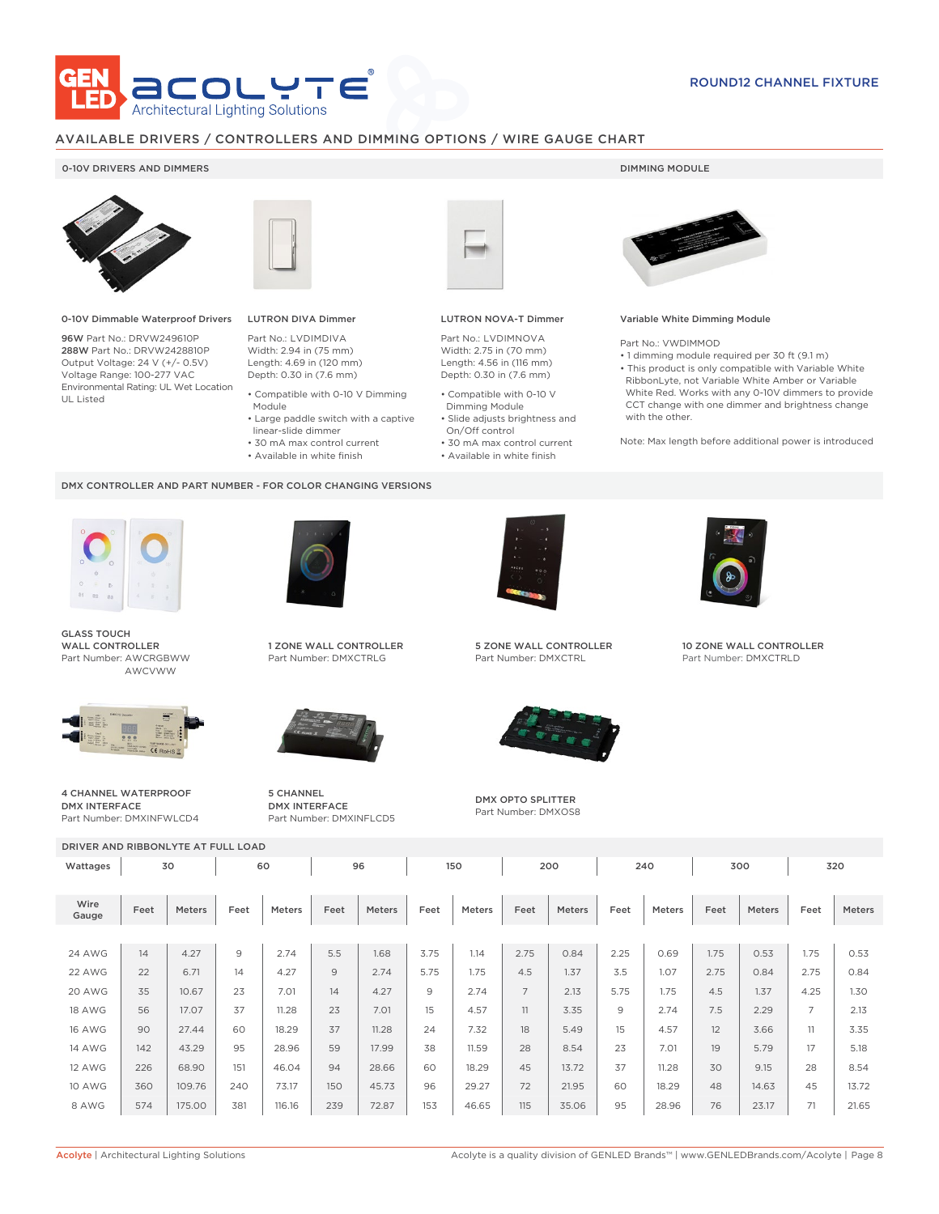ROUND12 CHANNEL FIXTURE

## AVAILABLE DRIVERS / CONTROLLERS AND DIMMING OPTIONS / WIRE GAUGE CHART

### 0-10V DRIVERS AND DIMMERS

**0-10V Dimmable Waterproof Drivers**

**96W** Part No.: DRVW249610P
**288W** Part No.: DRVW2428810P
Output Voltage: 24 V (+/- 0.5V)
Voltage Range: 100-277 VAC
Environmental Rating: UL Wet Location
UL Listed

**LUTRON DIVA Dimmer**

Part No.: LVDIMDIVA
Width: 2.94 in (75 mm)
Length: 4.69 in (120 mm)
Depth: 0.30 in (7.6 mm)

- Compatible with 0-10 V Dimming Module
- Large paddle switch with a captive linear-slide dimmer
- 30 mA max control current
- Available in white finish

**LUTRON NOVA-T Dimmer**

Part No.: LVDIMNOVA
Width: 2.75 in (70 mm)
Length: 4.56 in (116 mm)
Depth: 0.30 in (7.6 mm)

- Compatible with 0-10 V Dimming Module
- Slide adjusts brightness and On/Off control
- 30 mA max control current
- Available in white finish

### DIMMING MODULE

**Variable White Dimming Module**

Part No.: VWDIMMOD
- 1 dimming module required per 30 ft (9.1 m)
- This product is only compatible with Variable White RibbonLyte, not Variable White Amber or Variable White Red. Works with any 0-10V dimmers to provide CCT change with one dimmer and brightness change with the other.

Note: Max length before additional power is introduced

### DMX CONTROLLER AND PART NUMBER - FOR COLOR CHANGING VERSIONS

**GLASS TOUCH WALL CONTROLLER**
Part Number: AWCRGBWW
AWCVWW

**1 ZONE WALL CONTROLLER**
Part Number: DMXCTRLG

**5 ZONE WALL CONTROLLER**
Part Number: DMXCTRL

**10 ZONE WALL CONTROLLER**
Part Number: DMXCTRLD

**4 CHANNEL WATERPROOF DMX INTERFACE**
Part Number: DMXINFWLCD4

**5 CHANNEL DMX INTERFACE**
Part Number: DMXINFLCD5

**DMX OPTO SPLITTER**
Part Number: DMXOS8

### DRIVER AND RIBBONLYTE AT FULL LOAD

| Wattages | 30 | | 60 | | 96 | | 150 | | 200 | | 240 | | 300 | | 320 | |
|---|---|---|---|---|---|---|---|---|---|---|---|---|---|---|---|---|
| Wire Gauge | Feet | Meters | Feet | Meters | Feet | Meters | Feet | Meters | Feet | Meters | Feet | Meters | Feet | Meters | Feet | Meters |
| 24 AWG | 14 | 4.27 | 9 | 2.74 | 5.5 | 1.68 | 3.75 | 1.14 | 2.75 | 0.84 | 2.25 | 0.69 | 1.75 | 0.53 | 1.75 | 0.53 |
| 22 AWG | 22 | 6.71 | 14 | 4.27 | 9 | 2.74 | 5.75 | 1.75 | 4.5 | 1.37 | 3.5 | 1.07 | 2.75 | 0.84 | 2.75 | 0.84 |
| 20 AWG | 35 | 10.67 | 23 | 7.01 | 14 | 4.27 | 9 | 2.74 | 7 | 2.13 | 5.75 | 1.75 | 4.5 | 1.37 | 4.25 | 1.30 |
| 18 AWG | 56 | 17.07 | 37 | 11.28 | 23 | 7.01 | 15 | 4.57 | 11 | 3.35 | 9 | 2.74 | 7.5 | 2.29 | 7 | 2.13 |
| 16 AWG | 90 | 27.44 | 60 | 18.29 | 37 | 11.28 | 24 | 7.32 | 18 | 5.49 | 15 | 4.57 | 12 | 3.66 | 11 | 3.35 |
| 14 AWG | 142 | 43.29 | 95 | 28.96 | 59 | 17.99 | 38 | 11.59 | 28 | 8.54 | 23 | 7.01 | 19 | 5.79 | 17 | 5.18 |
| 12 AWG | 226 | 68.90 | 151 | 46.04 | 94 | 28.66 | 60 | 18.29 | 45 | 13.72 | 37 | 11.28 | 30 | 9.15 | 28 | 8.54 |
| 10 AWG | 360 | 109.76 | 240 | 73.17 | 150 | 45.73 | 96 | 29.27 | 72 | 21.95 | 60 | 18.29 | 48 | 14.63 | 45 | 13.72 |
| 8 AWG | 574 | 175.00 | 381 | 116.16 | 239 | 72.87 | 153 | 46.65 | 115 | 35.06 | 95 | 28.96 | 76 | 23.17 | 71 | 21.65 |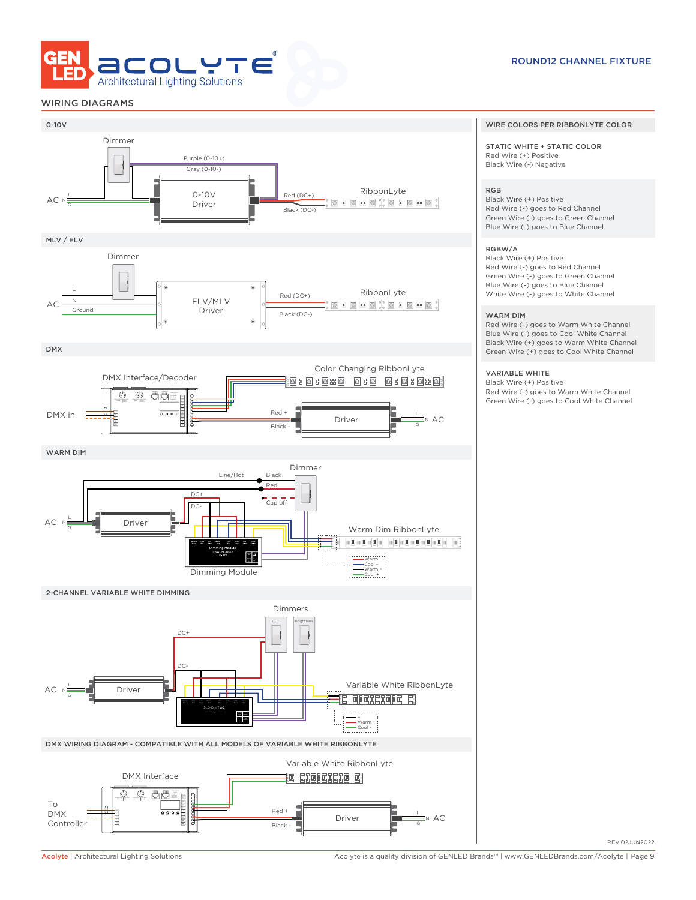ROUND12 CHANNEL FIXTURE

## WIRING DIAGRAMS

### 0-10V

Dimmer

Purple (0-10+)

Gray (0-10-)

AC L N G

0-10V Driver

Red (DC+)

Black (DC-)

RibbonLyte

### MLV / ELV

Dimmer

AC L N Ground

ELV/MLV Driver

Red (DC+)

Black (DC-)

RibbonLyte

### DMX

DMX Interface/Decoder

Color Changing RibbonLyte

DMX in

Red +

Black -

Driver

L N G AC

### WARM DIM

Dimmer

Line/Hot

Black

Red

Cap off

DC+

DC-

AC L N G

Driver

Warm Dim RibbonLyte

Dimming Module

Warm -
Cool -
Warm +
Cool +

### 2-CHANNEL VARIABLE WHITE DIMMING

Dimmers

CCT

Brightness

DC+

DC-

AC L N G

Driver

Variable White RibbonLyte

Warm -
Cool -

### DMX WIRING DIAGRAM - COMPATIBLE WITH ALL MODELS OF VARIABLE WHITE RIBBONLYTE

Variable White RibbonLyte

DMX Interface

To DMX Controller

Red +

Black -

Driver

L N G AC

## WIRE COLORS PER RIBBONLYTE COLOR

**STATIC WHITE + STATIC COLOR**
Red Wire (+) Positive
Black Wire (-) Negative

**RGB**
Black Wire (+) Positive
Red Wire (-) goes to Red Channel
Green Wire (-) goes to Green Channel
Blue Wire (-) goes to Blue Channel

**RGBW/A**
Black Wire (+) Positive
Red Wire (-) goes to Red Channel
Green Wire (-) goes to Green Channel
Blue Wire (-) goes to Blue Channel
White Wire (-) goes to White Channel

**WARM DIM**
Red Wire (-) goes to Warm White Channel
Blue Wire (-) goes to Cool White Channel
Black Wire (+) goes to Warm White Channel
Green Wire (+) goes to Cool White Channel

**VARIABLE WHITE**
Black Wire (+) Positive
Red Wire (-) goes to Warm White Channel
Green Wire (-) goes to Cool White Channel

REV.02JUN2022